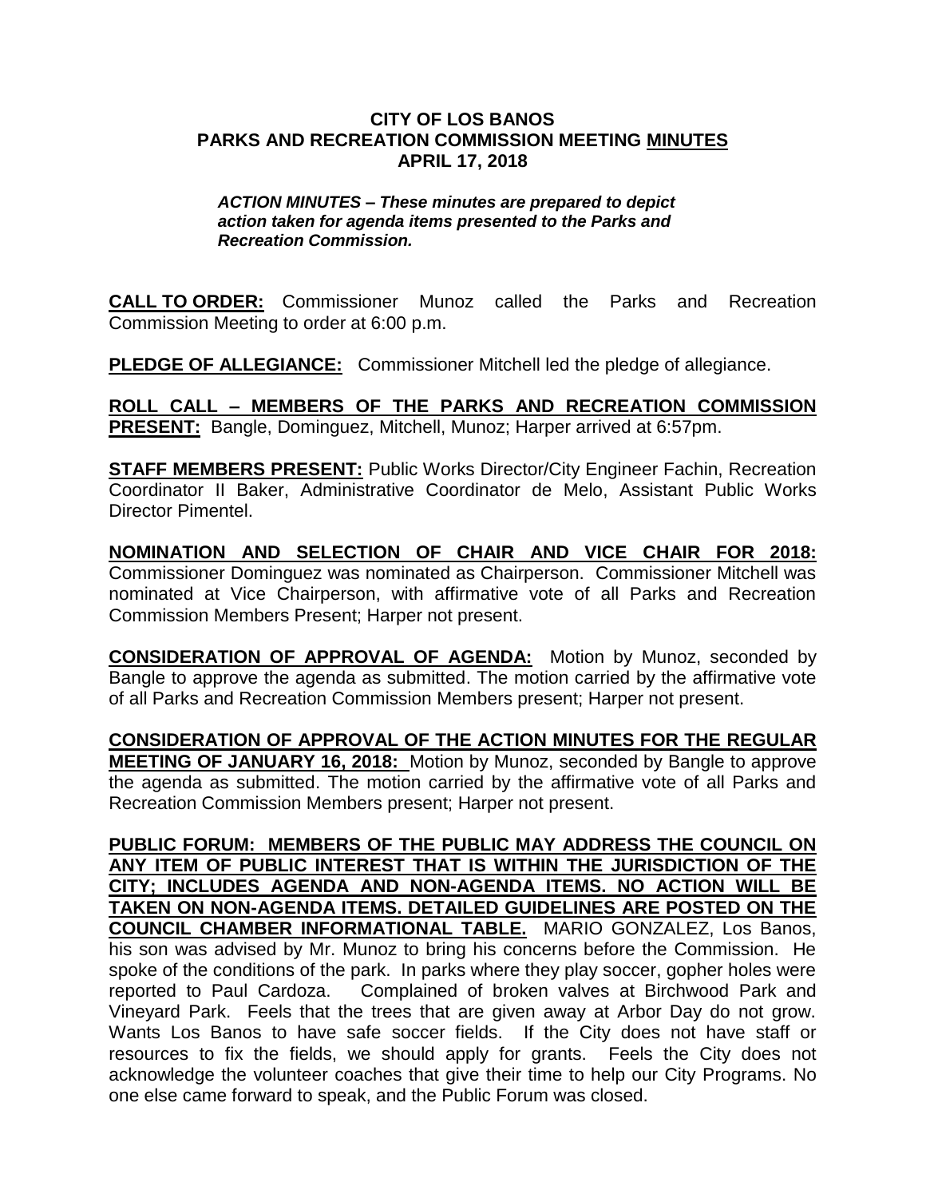# CITY OF LOS BANOS
# PARKS AND RECREATION COMMISSION MEETING MINUTES
# APRIL 17, 2018

***ACTION MINUTES – These minutes are prepared to depict action taken for agenda items presented to the Parks and Recreation Commission.***

**CALL TO ORDER:** Commissioner Munoz called the Parks and Recreation Commission Meeting to order at 6:00 p.m.

**PLEDGE OF ALLEGIANCE:** Commissioner Mitchell led the pledge of allegiance.

**ROLL CALL – MEMBERS OF THE PARKS AND RECREATION COMMISSION PRESENT:** Bangle, Dominguez, Mitchell, Munoz; Harper arrived at 6:57pm.

**STAFF MEMBERS PRESENT:** Public Works Director/City Engineer Fachin, Recreation Coordinator II Baker, Administrative Coordinator de Melo, Assistant Public Works Director Pimentel.

**NOMINATION AND SELECTION OF CHAIR AND VICE CHAIR FOR 2018:** Commissioner Dominguez was nominated as Chairperson. Commissioner Mitchell was nominated at Vice Chairperson, with affirmative vote of all Parks and Recreation Commission Members Present; Harper not present.

**CONSIDERATION OF APPROVAL OF AGENDA:** Motion by Munoz, seconded by Bangle to approve the agenda as submitted. The motion carried by the affirmative vote of all Parks and Recreation Commission Members present; Harper not present.

**CONSIDERATION OF APPROVAL OF THE ACTION MINUTES FOR THE REGULAR MEETING OF JANUARY 16, 2018:** Motion by Munoz, seconded by Bangle to approve the agenda as submitted. The motion carried by the affirmative vote of all Parks and Recreation Commission Members present; Harper not present.

**PUBLIC FORUM: MEMBERS OF THE PUBLIC MAY ADDRESS THE COUNCIL ON ANY ITEM OF PUBLIC INTEREST THAT IS WITHIN THE JURISDICTION OF THE CITY; INCLUDES AGENDA AND NON-AGENDA ITEMS. NO ACTION WILL BE TAKEN ON NON-AGENDA ITEMS. DETAILED GUIDELINES ARE POSTED ON THE COUNCIL CHAMBER INFORMATIONAL TABLE.** MARIO GONZALEZ, Los Banos, his son was advised by Mr. Munoz to bring his concerns before the Commission. He spoke of the conditions of the park. In parks where they play soccer, gopher holes were reported to Paul Cardoza. Complained of broken valves at Birchwood Park and Vineyard Park. Feels that the trees that are given away at Arbor Day do not grow. Wants Los Banos to have safe soccer fields. If the City does not have staff or resources to fix the fields, we should apply for grants. Feels the City does not acknowledge the volunteer coaches that give their time to help our City Programs. No one else came forward to speak, and the Public Forum was closed.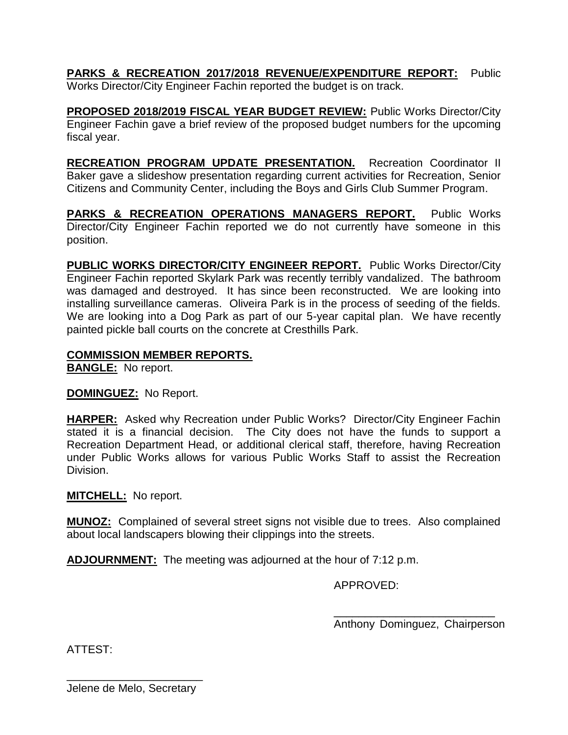**PARKS & RECREATION 2017/2018 REVENUE/EXPENDITURE REPORT:** Public Works Director/City Engineer Fachin reported the budget is on track.

**PROPOSED 2018/2019 FISCAL YEAR BUDGET REVIEW:** Public Works Director/City Engineer Fachin gave a brief review of the proposed budget numbers for the upcoming fiscal year.

**RECREATION PROGRAM UPDATE PRESENTATION.** Recreation Coordinator II Baker gave a slideshow presentation regarding current activities for Recreation, Senior Citizens and Community Center, including the Boys and Girls Club Summer Program.

**PARKS & RECREATION OPERATIONS MANAGERS REPORT.** Public Works Director/City Engineer Fachin reported we do not currently have someone in this position.

**PUBLIC WORKS DIRECTOR/CITY ENGINEER REPORT.** Public Works Director/City Engineer Fachin reported Skylark Park was recently terribly vandalized. The bathroom was damaged and destroyed. It has since been reconstructed. We are looking into installing surveillance cameras. Oliveira Park is in the process of seeding of the fields. We are looking into a Dog Park as part of our 5-year capital plan. We have recently painted pickle ball courts on the concrete at Cresthills Park.

**COMMISSION MEMBER REPORTS.**

**BANGLE:** No report.

**DOMINGUEZ:** No Report.

**HARPER:** Asked why Recreation under Public Works? Director/City Engineer Fachin stated it is a financial decision. The City does not have the funds to support a Recreation Department Head, or additional clerical staff, therefore, having Recreation under Public Works allows for various Public Works Staff to assist the Recreation Division.

**MITCHELL:** No report.

**MUNOZ:** Complained of several street signs not visible due to trees. Also complained about local landscapers blowing their clippings into the streets.

**ADJOURNMENT:** The meeting was adjourned at the hour of 7:12 p.m.

APPROVED:

\_\_\_\_\_\_\_\_\_\_\_\_\_\_\_\_\_\_\_\_\_\_\_\_\_\_
Anthony Dominguez, Chairperson

ATTEST:

\_\_\_\_\_\_\_\_\_\_\_\_\_\_\_\_\_\_\_\_\_\_\_\_
Jelene de Melo, Secretary